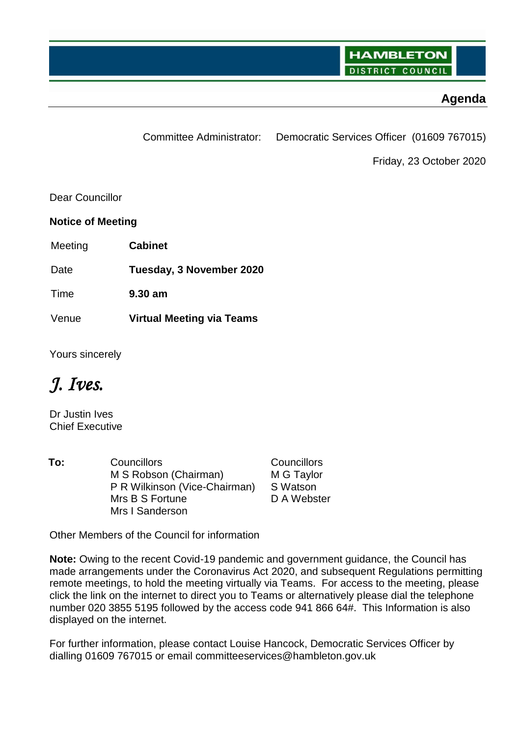HAMBLETON DISTRICT COUNCIL

# Agenda

Committee Administrator: Democratic Services Officer (01609 767015)

Friday, 23 October 2020

Dear Councillor

**Notice of Meeting**

| | |
|---|---|
| Meeting | **Cabinet** |
| Date | **Tuesday, 3 November 2020** |
| Time | **9.30 am** |
| Venue | **Virtual Meeting via Teams** |

Yours sincerely

*J. Ives.*

Dr Justin Ives
Chief Executive

**To:**

Councillors
M S Robson (Chairman)
P R Wilkinson (Vice-Chairman)
Mrs B S Fortune
Mrs I Sanderson

Councillors
M G Taylor
S Watson
D A Webster

Other Members of the Council for information

**Note:** Owing to the recent Covid-19 pandemic and government guidance, the Council has made arrangements under the Coronavirus Act 2020, and subsequent Regulations permitting remote meetings, to hold the meeting virtually via Teams. For access to the meeting, please click the link on the internet to direct you to Teams or alternatively please dial the telephone number 020 3855 5195 followed by the access code 941 866 64#. This Information is also displayed on the internet.

For further information, please contact Louise Hancock, Democratic Services Officer by dialling 01609 767015 or email committeeservices@hambleton.gov.uk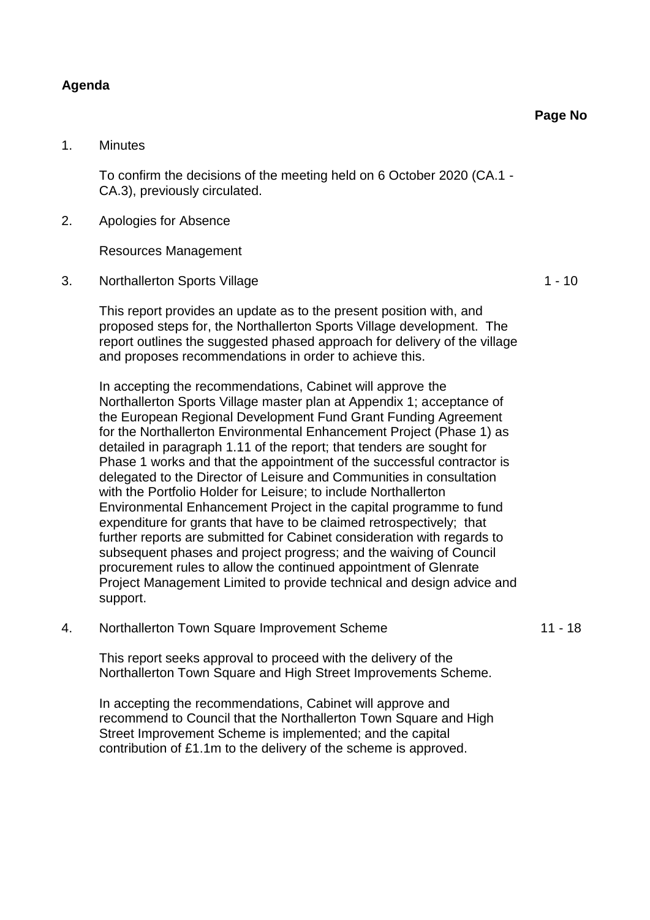**Agenda**

**Page No**

1. Minutes

   To confirm the decisions of the meeting held on 6 October 2020 (CA.1 - CA.3), previously circulated.

2. Apologies for Absence

   Resources Management

3. Northallerton Sports Village — 1 - 10

   This report provides an update as to the present position with, and proposed steps for, the Northallerton Sports Village development. The report outlines the suggested phased approach for delivery of the village and proposes recommendations in order to achieve this.

   In accepting the recommendations, Cabinet will approve the Northallerton Sports Village master plan at Appendix 1; acceptance of the European Regional Development Fund Grant Funding Agreement for the Northallerton Environmental Enhancement Project (Phase 1) as detailed in paragraph 1.11 of the report; that tenders are sought for Phase 1 works and that the appointment of the successful contractor is delegated to the Director of Leisure and Communities in consultation with the Portfolio Holder for Leisure; to include Northallerton Environmental Enhancement Project in the capital programme to fund expenditure for grants that have to be claimed retrospectively; that further reports are submitted for Cabinet consideration with regards to subsequent phases and project progress; and the waiving of Council procurement rules to allow the continued appointment of Glenrate Project Management Limited to provide technical and design advice and support.

4. Northallerton Town Square Improvement Scheme — 11 - 18

   This report seeks approval to proceed with the delivery of the Northallerton Town Square and High Street Improvements Scheme.

   In accepting the recommendations, Cabinet will approve and recommend to Council that the Northallerton Town Square and High Street Improvement Scheme is implemented; and the capital contribution of £1.1m to the delivery of the scheme is approved.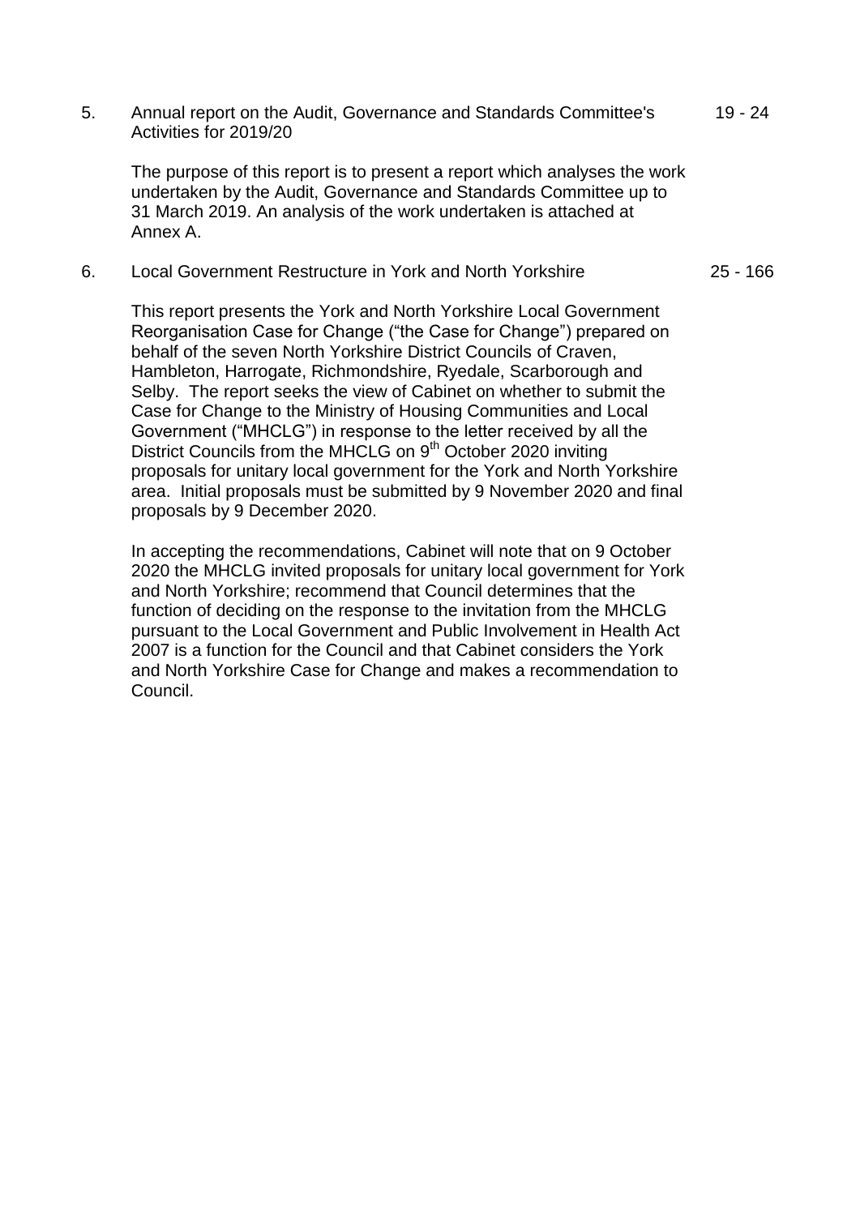5. Annual report on the Audit, Governance and Standards Committee's Activities for 2019/20 19 - 24

   The purpose of this report is to present a report which analyses the work undertaken by the Audit, Governance and Standards Committee up to 31 March 2019. An analysis of the work undertaken is attached at Annex A.

6. Local Government Restructure in York and North Yorkshire 25 - 166

   This report presents the York and North Yorkshire Local Government Reorganisation Case for Change ("the Case for Change") prepared on behalf of the seven North Yorkshire District Councils of Craven, Hambleton, Harrogate, Richmondshire, Ryedale, Scarborough and Selby. The report seeks the view of Cabinet on whether to submit the Case for Change to the Ministry of Housing Communities and Local Government ("MHCLG") in response to the letter received by all the District Councils from the MHCLG on 9th October 2020 inviting proposals for unitary local government for the York and North Yorkshire area. Initial proposals must be submitted by 9 November 2020 and final proposals by 9 December 2020.

   In accepting the recommendations, Cabinet will note that on 9 October 2020 the MHCLG invited proposals for unitary local government for York and North Yorkshire; recommend that Council determines that the function of deciding on the response to the invitation from the MHCLG pursuant to the Local Government and Public Involvement in Health Act 2007 is a function for the Council and that Cabinet considers the York and North Yorkshire Case for Change and makes a recommendation to Council.